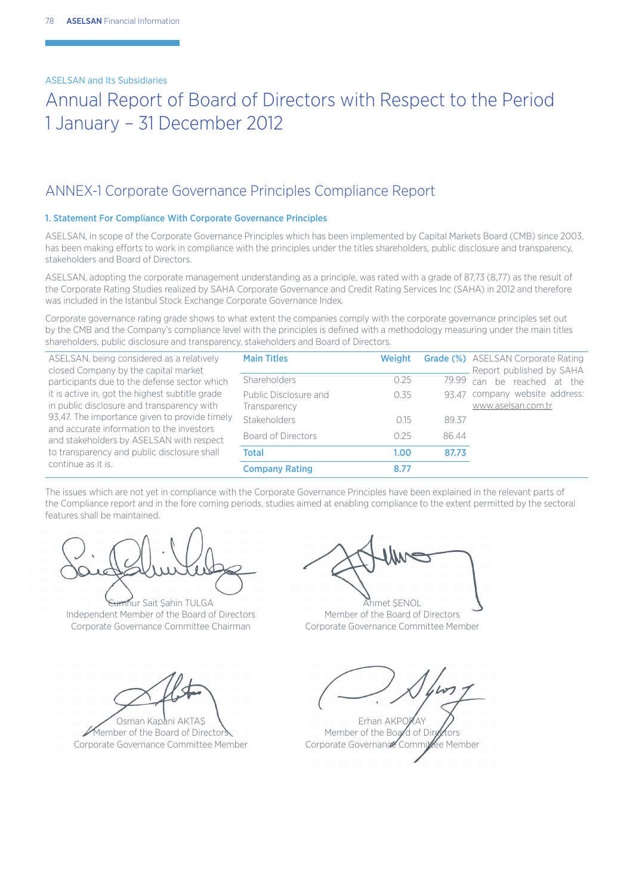ASELSAN and Its Subsidiaries

# Annual Report of Board of Directors with Respect to the Period 1 January – 31 December 2012

## ANNEX-1 Corporate Governance Principles Compliance Report

### 1. Statement For Compliance With Corporate Governance Principles

ASELSAN, in scope of the Corporate Governance Principles which has been implemented by Capital Markets Board (CMB) since 2003, has been making efforts to work in compliance with the principles under the titles shareholders, public disclosure and transparency, stakeholders and Board of Directors.

ASELSAN, adopting the corporate management understanding as a principle, was rated with a grade of 87,73 (8,77) as the result of the Corporate Rating Studies realized by SAHA Corporate Governance and Credit Rating Services Inc (SAHA) in 2012 and therefore was included in the Istanbul Stock Exchange Corporate Governance Index.

Corporate governance rating grade shows to what extent the companies comply with the corporate governance principles set out by the CMB and the Company's compliance level with the principles is defined with a methodology measuring under the main titles shareholders, public disclosure and transparency, stakeholders and Board of Directors.

ASELSAN, being considered as a relatively closed Company by the capital market participants due to the defense sector which it is active in, got the highest subtitle grade in public disclosure and transparency with 93,47. The importance given to provide timely and accurate information to the investors and stakeholders by ASELSAN with respect to transparency and public disclosure shall continue as it is.

| Main Titles | Weight | Grade (%) |
|---|---|---|
| Shareholders | 0.25 | 79.99 |
| Public Disclosure and Transparency | 0.35 | 93.47 |
| Stakeholders | 0.15 | 89.37 |
| Board of Directors | 0.25 | 86.44 |
| **Total** | **1.00** | **87.73** |
| **Company Rating** | **8.77** | |

ASELSAN Corporate Rating Report published by SAHA can be reached at the company website address: www.aselsan.com.tr

The issues which are not yet in compliance with the Corporate Governance Principles have been explained in the relevant parts of the Compliance report and in the fore coming periods, studies aimed at enabling compliance to the extent permitted by the sectoral features shall be maintained.

Cumhur Sait Şahin TULGA
Independent Member of the Board of Directors
Corporate Governance Committee Chairman

Ahmet ŞENOL
Member of the Board of Directors
Corporate Governance Committee Member

Osman Kapani AKTAŞ
Member of the Board of Directors
Corporate Governance Committee Member

Erhan AKPORAY
Member of the Board of Directors
Corporate Governance Committee Member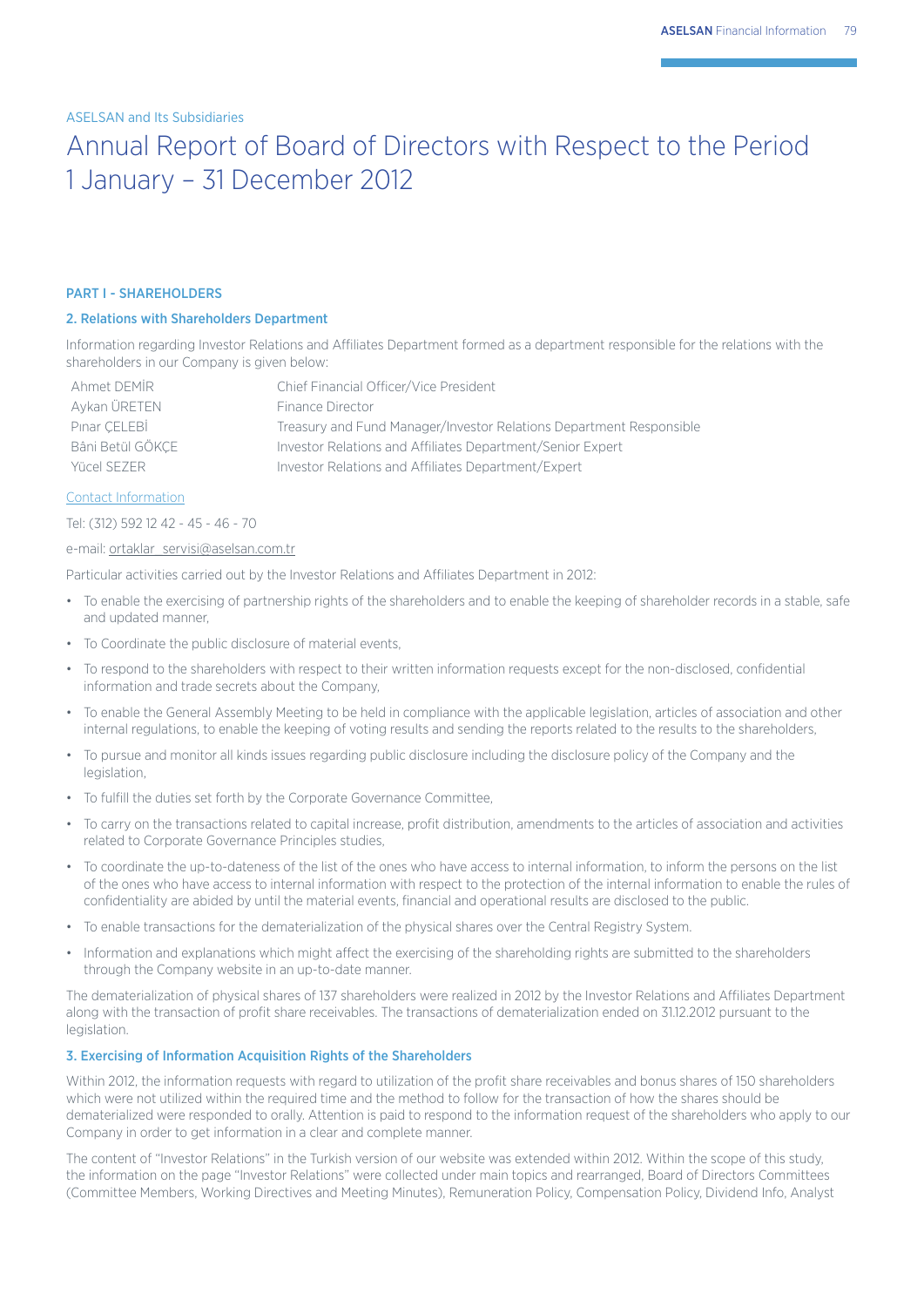ASELSAN and Its Subsidiaries

# Annual Report of Board of Directors with Respect to the Period 1 January – 31 December 2012

### PART I - SHAREHOLDERS

#### 2. Relations with Shareholders Department

Information regarding Investor Relations and Affiliates Department formed as a department responsible for the relations with the shareholders in our Company is given below:

| | |
|---|---|
| Ahmet DEMİR | Chief Financial Officer/Vice President |
| Aykan ÜRETEN | Finance Director |
| Pınar ÇELEBİ | Treasury and Fund Manager/Investor Relations Department Responsible |
| Bâni Betül GÖKÇE | Investor Relations and Affiliates Department/Senior Expert |
| Yücel SEZER | Investor Relations and Affiliates Department/Expert |

Contact Information

Tel: (312) 592 12 42 - 45 - 46 - 70

e-mail: ortaklar_servisi@aselsan.com.tr

Particular activities carried out by the Investor Relations and Affiliates Department in 2012:

- To enable the exercising of partnership rights of the shareholders and to enable the keeping of shareholder records in a stable, safe and updated manner,
- To Coordinate the public disclosure of material events,
- To respond to the shareholders with respect to their written information requests except for the non-disclosed, confidential information and trade secrets about the Company,
- To enable the General Assembly Meeting to be held in compliance with the applicable legislation, articles of association and other internal regulations, to enable the keeping of voting results and sending the reports related to the results to the shareholders,
- To pursue and monitor all kinds issues regarding public disclosure including the disclosure policy of the Company and the legislation,
- To fulfill the duties set forth by the Corporate Governance Committee,
- To carry on the transactions related to capital increase, profit distribution, amendments to the articles of association and activities related to Corporate Governance Principles studies,
- To coordinate the up-to-dateness of the list of the ones who have access to internal information, to inform the persons on the list of the ones who have access to internal information with respect to the protection of the internal information to enable the rules of confidentiality are abided by until the material events, financial and operational results are disclosed to the public.
- To enable transactions for the dematerialization of the physical shares over the Central Registry System.
- Information and explanations which might affect the exercising of the shareholding rights are submitted to the shareholders through the Company website in an up-to-date manner.

The dematerialization of physical shares of 137 shareholders were realized in 2012 by the Investor Relations and Affiliates Department along with the transaction of profit share receivables. The transactions of dematerialization ended on 31.12.2012 pursuant to the legislation.

#### 3. Exercising of Information Acquisition Rights of the Shareholders

Within 2012, the information requests with regard to utilization of the profit share receivables and bonus shares of 150 shareholders which were not utilized within the required time and the method to follow for the transaction of how the shares should be dematerialized were responded to orally. Attention is paid to respond to the information request of the shareholders who apply to our Company in order to get information in a clear and complete manner.

The content of "Investor Relations" in the Turkish version of our website was extended within 2012. Within the scope of this study, the information on the page "Investor Relations" were collected under main topics and rearranged, Board of Directors Committees (Committee Members, Working Directives and Meeting Minutes), Remuneration Policy, Compensation Policy, Dividend Info, Analyst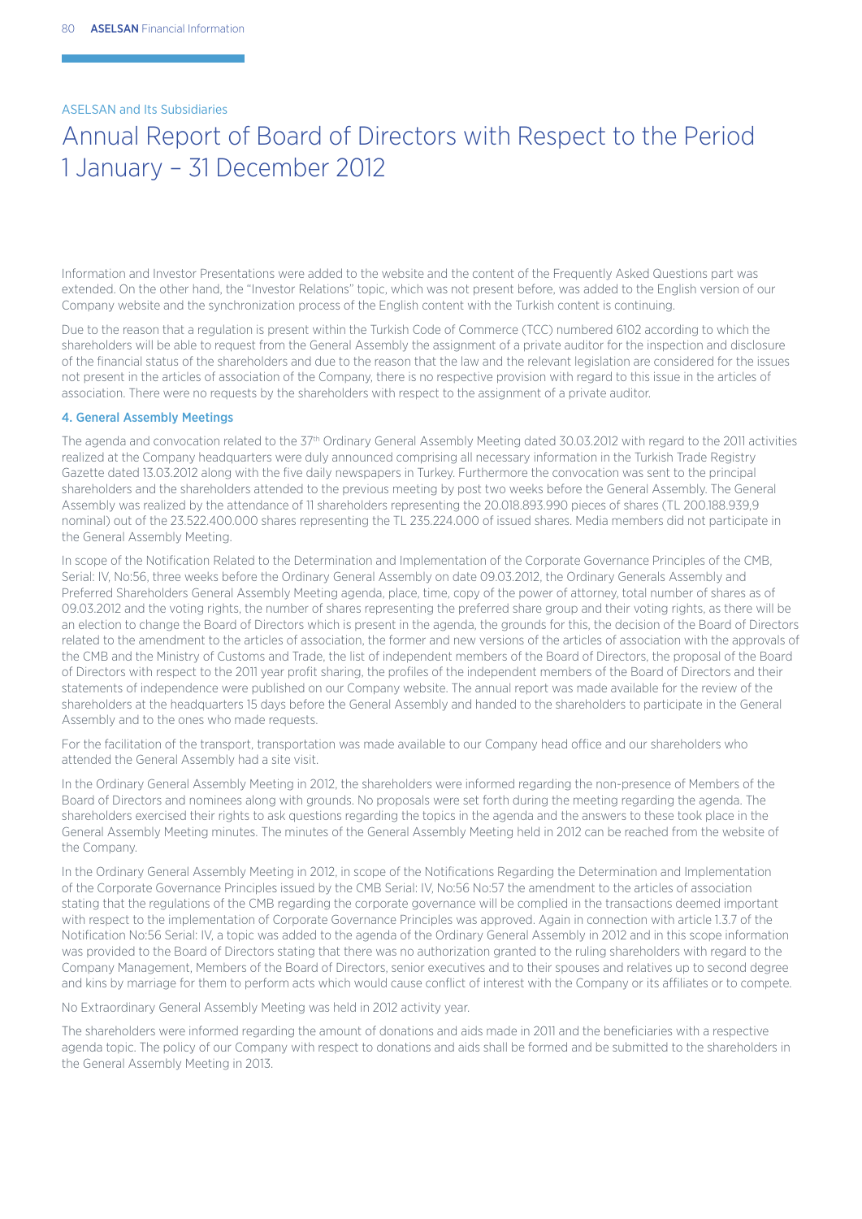ASELSAN and Its Subsidiaries

# Annual Report of Board of Directors with Respect to the Period 1 January – 31 December 2012

Information and Investor Presentations were added to the website and the content of the Frequently Asked Questions part was extended. On the other hand, the "Investor Relations" topic, which was not present before, was added to the English version of our Company website and the synchronization process of the English content with the Turkish content is continuing.

Due to the reason that a regulation is present within the Turkish Code of Commerce (TCC) numbered 6102 according to which the shareholders will be able to request from the General Assembly the assignment of a private auditor for the inspection and disclosure of the financial status of the shareholders and due to the reason that the law and the relevant legislation are considered for the issues not present in the articles of association of the Company, there is no respective provision with regard to this issue in the articles of association. There were no requests by the shareholders with respect to the assignment of a private auditor.

#### 4. General Assembly Meetings

The agenda and convocation related to the 37th Ordinary General Assembly Meeting dated 30.03.2012 with regard to the 2011 activities realized at the Company headquarters were duly announced comprising all necessary information in the Turkish Trade Registry Gazette dated 13.03.2012 along with the five daily newspapers in Turkey. Furthermore the convocation was sent to the principal shareholders and the shareholders attended to the previous meeting by post two weeks before the General Assembly. The General Assembly was realized by the attendance of 11 shareholders representing the 20.018.893.990 pieces of shares (TL 200.188.939,9 nominal) out of the 23.522.400.000 shares representing the TL 235.224.000 of issued shares. Media members did not participate in the General Assembly Meeting.

In scope of the Notification Related to the Determination and Implementation of the Corporate Governance Principles of the CMB, Serial: IV, No:56, three weeks before the Ordinary General Assembly on date 09.03.2012, the Ordinary Generals Assembly and Preferred Shareholders General Assembly Meeting agenda, place, time, copy of the power of attorney, total number of shares as of 09.03.2012 and the voting rights, the number of shares representing the preferred share group and their voting rights, as there will be an election to change the Board of Directors which is present in the agenda, the grounds for this, the decision of the Board of Directors related to the amendment to the articles of association, the former and new versions of the articles of association with the approvals of the CMB and the Ministry of Customs and Trade, the list of independent members of the Board of Directors, the proposal of the Board of Directors with respect to the 2011 year profit sharing, the profiles of the independent members of the Board of Directors and their statements of independence were published on our Company website. The annual report was made available for the review of the shareholders at the headquarters 15 days before the General Assembly and handed to the shareholders to participate in the General Assembly and to the ones who made requests.

For the facilitation of the transport, transportation was made available to our Company head office and our shareholders who attended the General Assembly had a site visit.

In the Ordinary General Assembly Meeting in 2012, the shareholders were informed regarding the non-presence of Members of the Board of Directors and nominees along with grounds. No proposals were set forth during the meeting regarding the agenda. The shareholders exercised their rights to ask questions regarding the topics in the agenda and the answers to these took place in the General Assembly Meeting minutes. The minutes of the General Assembly Meeting held in 2012 can be reached from the website of the Company.

In the Ordinary General Assembly Meeting in 2012, in scope of the Notifications Regarding the Determination and Implementation of the Corporate Governance Principles issued by the CMB Serial: IV, No:56 No:57 the amendment to the articles of association stating that the regulations of the CMB regarding the corporate governance will be complied in the transactions deemed important with respect to the implementation of Corporate Governance Principles was approved. Again in connection with article 1.3.7 of the Notification No:56 Serial: IV, a topic was added to the agenda of the Ordinary General Assembly in 2012 and in this scope information was provided to the Board of Directors stating that there was no authorization granted to the ruling shareholders with regard to the Company Management, Members of the Board of Directors, senior executives and to their spouses and relatives up to second degree and kins by marriage for them to perform acts which would cause conflict of interest with the Company or its affiliates or to compete.

No Extraordinary General Assembly Meeting was held in 2012 activity year.

The shareholders were informed regarding the amount of donations and aids made in 2011 and the beneficiaries with a respective agenda topic. The policy of our Company with respect to donations and aids shall be formed and be submitted to the shareholders in the General Assembly Meeting in 2013.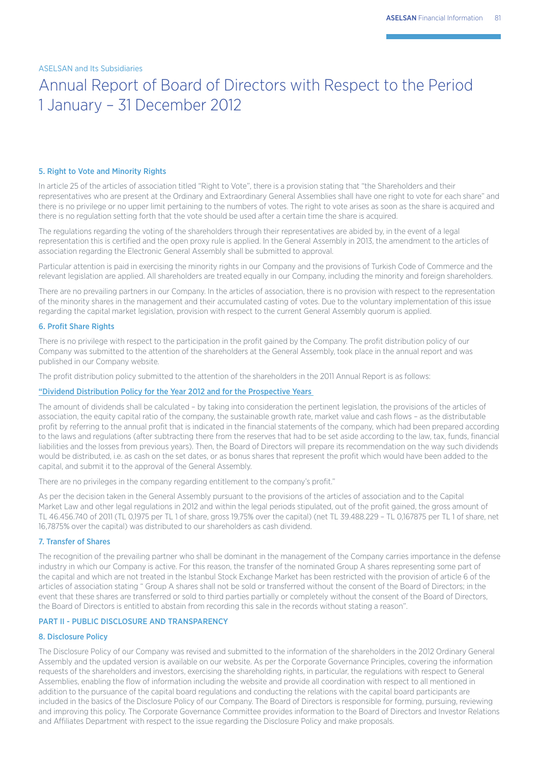ASELSAN and Its Subsidiaries

# Annual Report of Board of Directors with Respect to the Period 1 January – 31 December 2012

### 5. Right to Vote and Minority Rights

In article 25 of the articles of association titled "Right to Vote", there is a provision stating that "the Shareholders and their representatives who are present at the Ordinary and Extraordinary General Assemblies shall have one right to vote for each share" and there is no privilege or no upper limit pertaining to the numbers of votes. The right to vote arises as soon as the share is acquired and there is no regulation setting forth that the vote should be used after a certain time the share is acquired.

The regulations regarding the voting of the shareholders through their representatives are abided by, in the event of a legal representation this is certified and the open proxy rule is applied. In the General Assembly in 2013, the amendment to the articles of association regarding the Electronic General Assembly shall be submitted to approval.

Particular attention is paid in exercising the minority rights in our Company and the provisions of Turkish Code of Commerce and the relevant legislation are applied. All shareholders are treated equally in our Company, including the minority and foreign shareholders.

There are no prevailing partners in our Company. In the articles of association, there is no provision with respect to the representation of the minority shares in the management and their accumulated casting of votes. Due to the voluntary implementation of this issue regarding the capital market legislation, provision with respect to the current General Assembly quorum is applied.

### 6. Profit Share Rights

There is no privilege with respect to the participation in the profit gained by the Company. The profit distribution policy of our Company was submitted to the attention of the shareholders at the General Assembly, took place in the annual report and was published in our Company website.

The profit distribution policy submitted to the attention of the shareholders in the 2011 Annual Report is as follows:

**"Dividend Distribution Policy for the Year 2012 and for the Prospective Years**

The amount of dividends shall be calculated – by taking into consideration the pertinent legislation, the provisions of the articles of association, the equity capital ratio of the company, the sustainable growth rate, market value and cash flows – as the distributable profit by referring to the annual profit that is indicated in the financial statements of the company, which had been prepared according to the laws and regulations (after subtracting there from the reserves that had to be set aside according to the law, tax, funds, financial liabilities and the losses from previous years). Then, the Board of Directors will prepare its recommendation on the way such dividends would be distributed, i.e. as cash on the set dates, or as bonus shares that represent the profit which would have been added to the capital, and submit it to the approval of the General Assembly.

There are no privileges in the company regarding entitlement to the company's profit."

As per the decision taken in the General Assembly pursuant to the provisions of the articles of association and to the Capital Market Law and other legal regulations in 2012 and within the legal periods stipulated, out of the profit gained, the gross amount of TL 46.456.740 of 2011 (TL 0,1975 per TL 1 of share, gross 19,75% over the capital) (net TL 39.488.229 – TL 0,167875 per TL 1 of share, net 16,7875% over the capital) was distributed to our shareholders as cash dividend.

### 7. Transfer of Shares

The recognition of the prevailing partner who shall be dominant in the management of the Company carries importance in the defense industry in which our Company is active. For this reason, the transfer of the nominated Group A shares representing some part of the capital and which are not treated in the Istanbul Stock Exchange Market has been restricted with the provision of article 6 of the articles of association stating " Group A shares shall not be sold or transferred without the consent of the Board of Directors; in the event that these shares are transferred or sold to third parties partially or completely without the consent of the Board of Directors, the Board of Directors is entitled to abstain from recording this sale in the records without stating a reason".

## PART II - PUBLIC DISCLOSURE AND TRANSPARENCY

### 8. Disclosure Policy

The Disclosure Policy of our Company was revised and submitted to the information of the shareholders in the 2012 Ordinary General Assembly and the updated version is available on our website. As per the Corporate Governance Principles, covering the information requests of the shareholders and investors, exercising the shareholding rights, in particular, the regulations with respect to General Assemblies, enabling the flow of information including the website and provide all coordination with respect to all mentioned in addition to the pursuance of the capital board regulations and conducting the relations with the capital board participants are included in the basics of the Disclosure Policy of our Company. The Board of Directors is responsible for forming, pursuing, reviewing and improving this policy. The Corporate Governance Committee provides information to the Board of Directors and Investor Relations and Affiliates Department with respect to the issue regarding the Disclosure Policy and make proposals.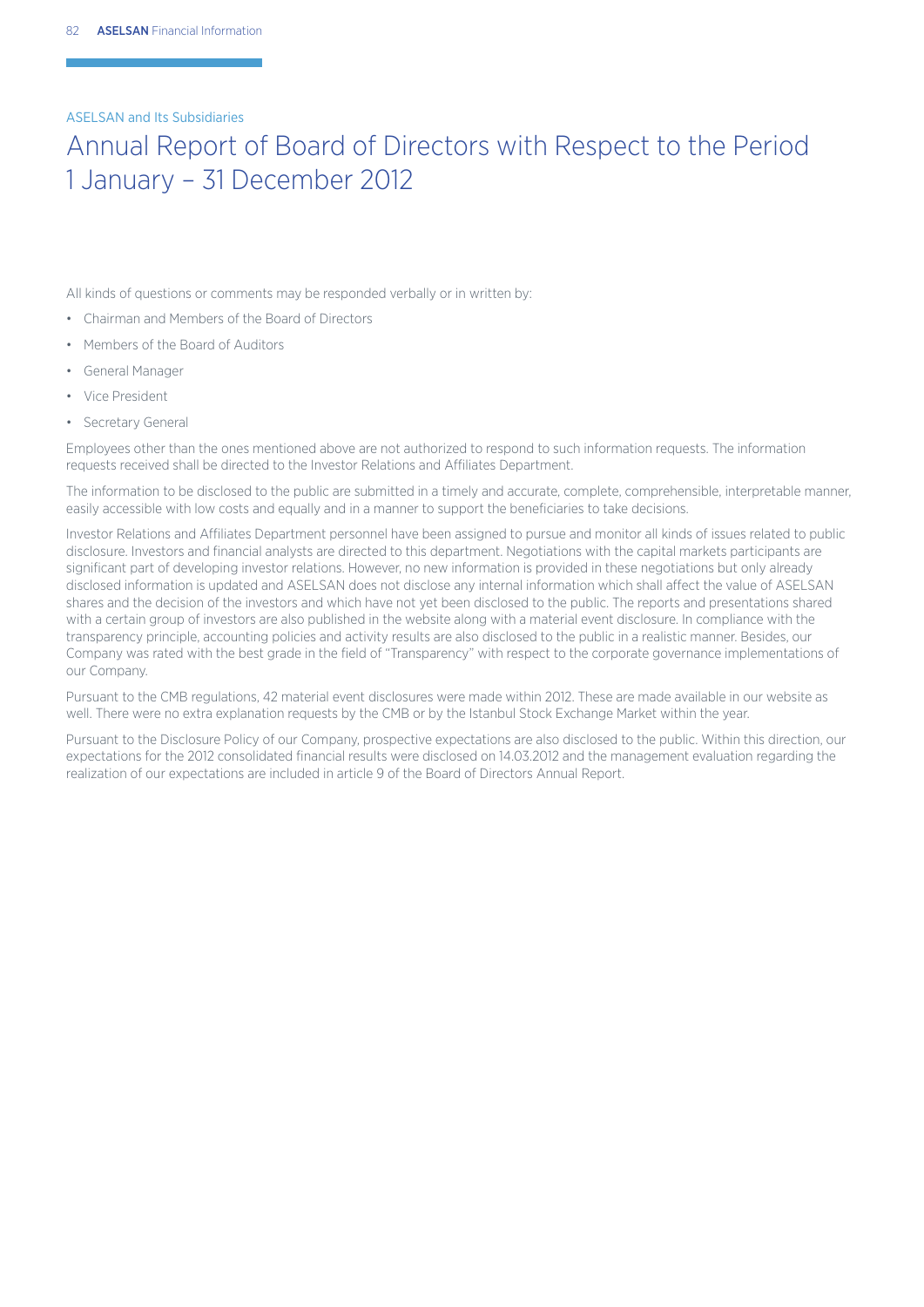ASELSAN and Its Subsidiaries

# Annual Report of Board of Directors with Respect to the Period 1 January – 31 December 2012

All kinds of questions or comments may be responded verbally or in written by:

- Chairman and Members of the Board of Directors
- Members of the Board of Auditors
- General Manager
- Vice President
- Secretary General

Employees other than the ones mentioned above are not authorized to respond to such information requests. The information requests received shall be directed to the Investor Relations and Affiliates Department.

The information to be disclosed to the public are submitted in a timely and accurate, complete, comprehensible, interpretable manner, easily accessible with low costs and equally and in a manner to support the beneficiaries to take decisions.

Investor Relations and Affiliates Department personnel have been assigned to pursue and monitor all kinds of issues related to public disclosure. Investors and financial analysts are directed to this department. Negotiations with the capital markets participants are significant part of developing investor relations. However, no new information is provided in these negotiations but only already disclosed information is updated and ASELSAN does not disclose any internal information which shall affect the value of ASELSAN shares and the decision of the investors and which have not yet been disclosed to the public. The reports and presentations shared with a certain group of investors are also published in the website along with a material event disclosure. In compliance with the transparency principle, accounting policies and activity results are also disclosed to the public in a realistic manner. Besides, our Company was rated with the best grade in the field of "Transparency" with respect to the corporate governance implementations of our Company.

Pursuant to the CMB regulations, 42 material event disclosures were made within 2012. These are made available in our website as well. There were no extra explanation requests by the CMB or by the Istanbul Stock Exchange Market within the year.

Pursuant to the Disclosure Policy of our Company, prospective expectations are also disclosed to the public. Within this direction, our expectations for the 2012 consolidated financial results were disclosed on 14.03.2012 and the management evaluation regarding the realization of our expectations are included in article 9 of the Board of Directors Annual Report.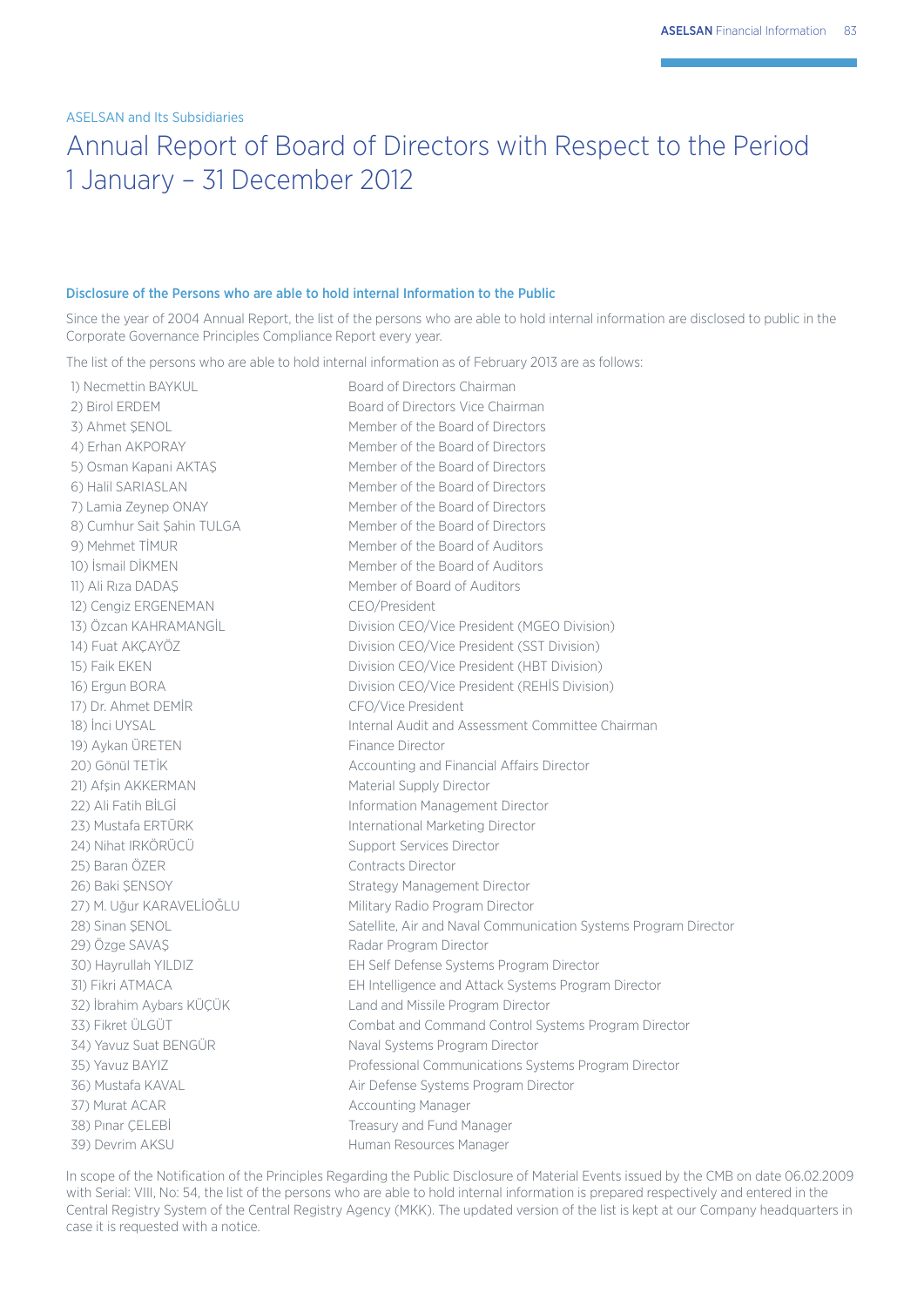ASELSAN and Its Subsidiaries

# Annual Report of Board of Directors with Respect to the Period 1 January – 31 December 2012

### Disclosure of the Persons who are able to hold internal Information to the Public

Since the year of 2004 Annual Report, the list of the persons who are able to hold internal information are disclosed to public in the Corporate Governance Principles Compliance Report every year.

The list of the persons who are able to hold internal information as of February 2013 are as follows:

| | |
|---|---|
| 1) Necmettin BAYKUL | Board of Directors Chairman |
| 2) Birol ERDEM | Board of Directors Vice Chairman |
| 3) Ahmet ŞENOL | Member of the Board of Directors |
| 4) Erhan AKPORAY | Member of the Board of Directors |
| 5) Osman Kapani AKTAŞ | Member of the Board of Directors |
| 6) Halil SARIASLAN | Member of the Board of Directors |
| 7) Lamia Zeynep ONAY | Member of the Board of Directors |
| 8) Cumhur Sait Şahin TULGA | Member of the Board of Directors |
| 9) Mehmet TİMUR | Member of the Board of Auditors |
| 10) İsmail DİKMEN | Member of the Board of Auditors |
| 11) Ali Rıza DADAŞ | Member of Board of Auditors |
| 12) Cengiz ERGENEMAN | CEO/President |
| 13) Özcan KAHRAMANGİL | Division CEO/Vice President (MGEO Division) |
| 14) Fuat AKÇAYÖZ | Division CEO/Vice President (SST Division) |
| 15) Faik EKEN | Division CEO/Vice President (HBT Division) |
| 16) Ergun BORA | Division CEO/Vice President (REHİS Division) |
| 17) Dr. Ahmet DEMİR | CFO/Vice President |
| 18) İnci UYSAL | Internal Audit and Assessment Committee Chairman |
| 19) Aykan ÜRETEN | Finance Director |
| 20) Gönül TETİK | Accounting and Financial Affairs Director |
| 21) Afşin AKKERMAN | Material Supply Director |
| 22) Ali Fatih BİLGİ | Information Management Director |
| 23) Mustafa ERTÜRK | International Marketing Director |
| 24) Nihat IRKÖRÜCÜ | Support Services Director |
| 25) Baran ÖZER | Contracts Director |
| 26) Baki ŞENSOY | Strategy Management Director |
| 27) M. Uğur KARAVELİOĞLU | Military Radio Program Director |
| 28) Sinan ŞENOL | Satellite, Air and Naval Communication Systems Program Director |
| 29) Özge SAVAŞ | Radar Program Director |
| 30) Hayrullah YILDIZ | EH Self Defense Systems Program Director |
| 31) Fikri ATMACA | EH Intelligence and Attack Systems Program Director |
| 32) İbrahim Aybars KÜÇÜK | Land and Missile Program Director |
| 33) Fikret ÜLGÜT | Combat and Command Control Systems Program Director |
| 34) Yavuz Suat BENGÜR | Naval Systems Program Director |
| 35) Yavuz BAYIZ | Professional Communications Systems Program Director |
| 36) Mustafa KAVAL | Air Defense Systems Program Director |
| 37) Murat ACAR | Accounting Manager |
| 38) Pınar ÇELEBİ | Treasury and Fund Manager |
| 39) Devrim AKSU | Human Resources Manager |

In scope of the Notification of the Principles Regarding the Public Disclosure of Material Events issued by the CMB on date 06.02.2009 with Serial: VIII, No: 54, the list of the persons who are able to hold internal information is prepared respectively and entered in the Central Registry System of the Central Registry Agency (MKK). The updated version of the list is kept at our Company headquarters in case it is requested with a notice.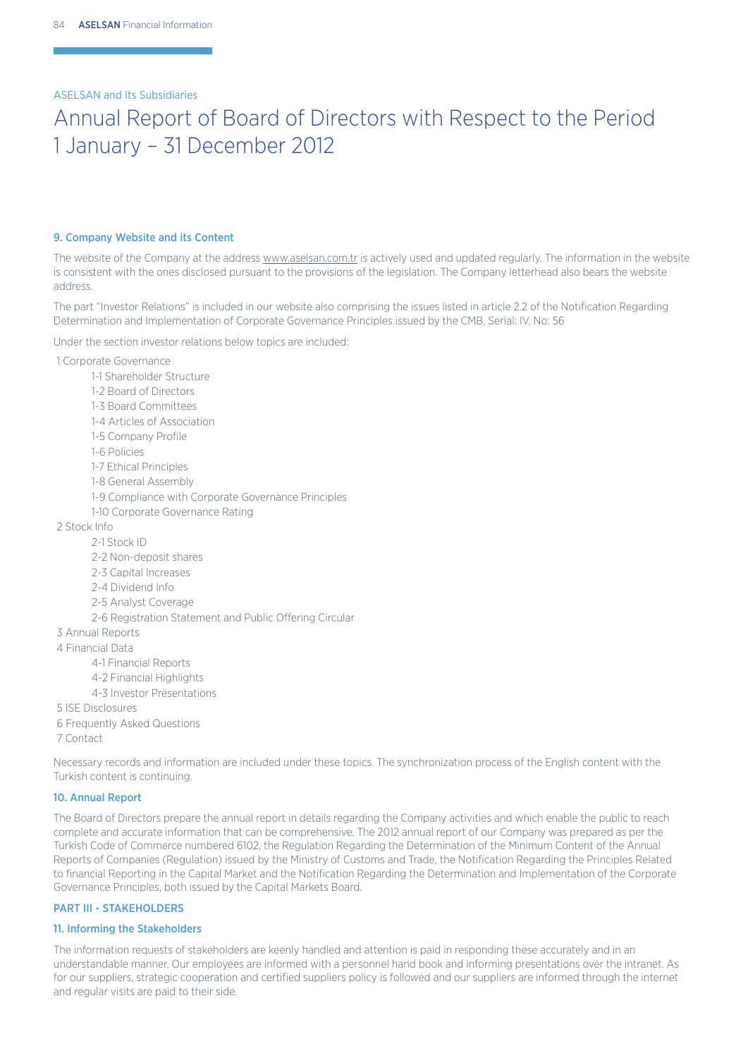ASELSAN and Its Subsidiaries

# Annual Report of Board of Directors with Respect to the Period 1 January – 31 December 2012

### 9. Company Website and its Content

The website of the Company at the address www.aselsan.com.tr is actively used and updated regularly. The information in the website is consistent with the ones disclosed pursuant to the provisions of the legislation. The Company letterhead also bears the website address.

The part "Investor Relations" is included in our website also comprising the issues listed in article 2.2 of the Notification Regarding Determination and Implementation of Corporate Governance Principles issued by the CMB, Serial: IV, No: 56

Under the section investor relations below topics are included:

- 1 Corporate Governance
  - 1-1 Shareholder Structure
  - 1-2 Board of Directors
  - 1-3 Board Committees
  - 1-4 Articles of Association
  - 1-5 Company Profile
  - 1-6 Policies
  - 1-7 Ethical Principles
  - 1-8 General Assembly
  - 1-9 Compliance with Corporate Governance Principles
  - 1-10 Corporate Governance Rating
- 2 Stock Info
  - 2-1 Stock ID
  - 2-2 Non-deposit shares
  - 2-3 Capital Increases
  - 2-4 Dividend Info
  - 2-5 Analyst Coverage
  - 2-6 Registration Statement and Public Offering Circular
- 3 Annual Reports
- 4 Financial Data
  - 4-1 Financial Reports
  - 4-2 Financial Highlights
  - 4-3 Investor Presentations
- 5 ISE Disclosures
- 6 Frequently Asked Questions
- 7 Contact

Necessary records and information are included under these topics. The synchronization process of the English content with the Turkish content is continuing.

### 10. Annual Report

The Board of Directors prepare the annual report in details regarding the Company activities and which enable the public to reach complete and accurate information that can be comprehensive. The 2012 annual report of our Company was prepared as per the Turkish Code of Commerce numbered 6102, the Regulation Regarding the Determination of the Minimum Content of the Annual Reports of Companies (Regulation) issued by the Ministry of Customs and Trade, the Notification Regarding the Principles Related to financial Reporting in the Capital Market and the Notification Regarding the Determination and Implementation of the Corporate Governance Principles, both issued by the Capital Markets Board.

## PART III - STAKEHOLDERS

### 11. Informing the Stakeholders

The information requests of stakeholders are keenly handled and attention is paid in responding these accurately and in an understandable manner. Our employees are informed with a personnel hand book and informing presentations over the intranet. As for our suppliers, strategic cooperation and certified suppliers policy is followed and our suppliers are informed through the internet and regular visits are paid to their side.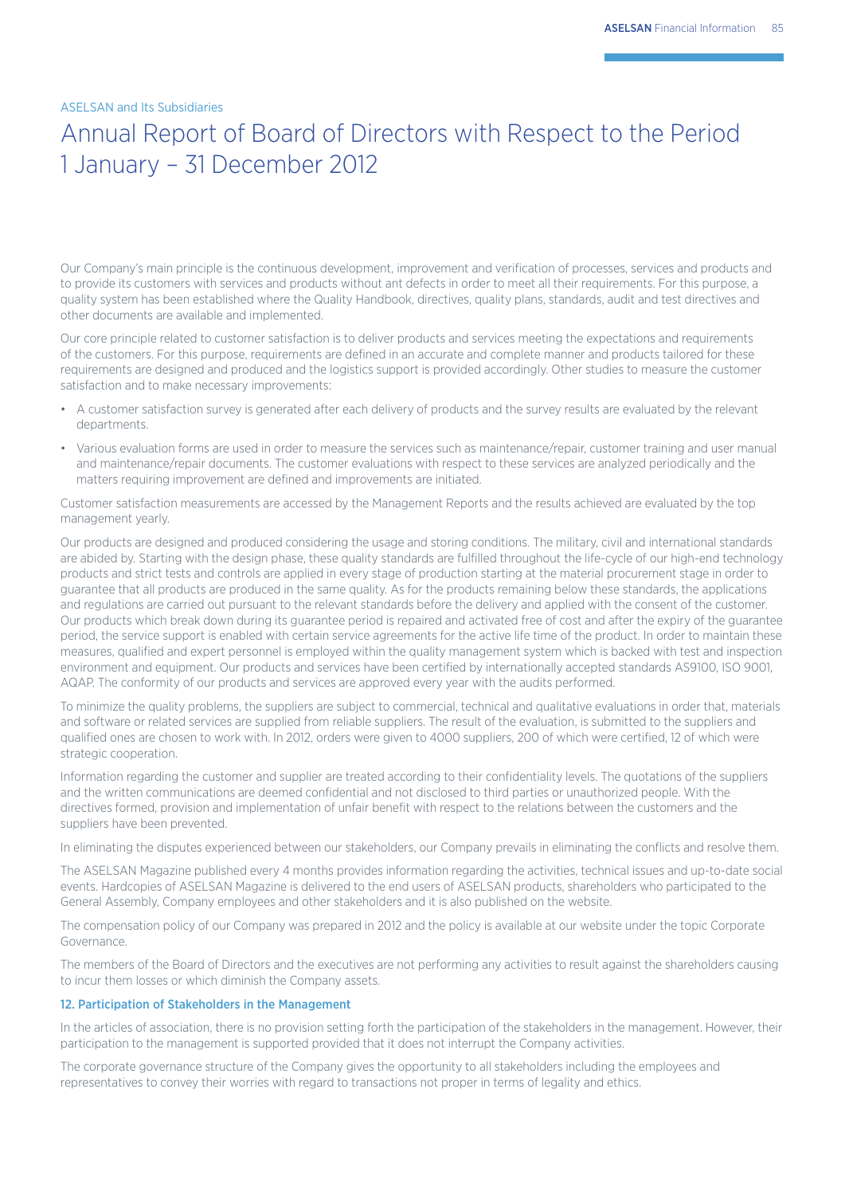ASELSAN and Its Subsidiaries

# Annual Report of Board of Directors with Respect to the Period 1 January – 31 December 2012

Our Company's main principle is the continuous development, improvement and verification of processes, services and products and to provide its customers with services and products without ant defects in order to meet all their requirements. For this purpose, a quality system has been established where the Quality Handbook, directives, quality plans, standards, audit and test directives and other documents are available and implemented.

Our core principle related to customer satisfaction is to deliver products and services meeting the expectations and requirements of the customers. For this purpose, requirements are defined in an accurate and complete manner and products tailored for these requirements are designed and produced and the logistics support is provided accordingly. Other studies to measure the customer satisfaction and to make necessary improvements:

- A customer satisfaction survey is generated after each delivery of products and the survey results are evaluated by the relevant departments.
- Various evaluation forms are used in order to measure the services such as maintenance/repair, customer training and user manual and maintenance/repair documents. The customer evaluations with respect to these services are analyzed periodically and the matters requiring improvement are defined and improvements are initiated.

Customer satisfaction measurements are accessed by the Management Reports and the results achieved are evaluated by the top management yearly.

Our products are designed and produced considering the usage and storing conditions. The military, civil and international standards are abided by. Starting with the design phase, these quality standards are fulfilled throughout the life-cycle of our high-end technology products and strict tests and controls are applied in every stage of production starting at the material procurement stage in order to guarantee that all products are produced in the same quality. As for the products remaining below these standards, the applications and regulations are carried out pursuant to the relevant standards before the delivery and applied with the consent of the customer. Our products which break down during its guarantee period is repaired and activated free of cost and after the expiry of the guarantee period, the service support is enabled with certain service agreements for the active life time of the product. In order to maintain these measures, qualified and expert personnel is employed within the quality management system which is backed with test and inspection environment and equipment. Our products and services have been certified by internationally accepted standards AS9100, ISO 9001, AQAP. The conformity of our products and services are approved every year with the audits performed.

To minimize the quality problems, the suppliers are subject to commercial, technical and qualitative evaluations in order that, materials and software or related services are supplied from reliable suppliers. The result of the evaluation, is submitted to the suppliers and qualified ones are chosen to work with. In 2012, orders were given to 4000 suppliers, 200 of which were certified, 12 of which were strategic cooperation.

Information regarding the customer and supplier are treated according to their confidentiality levels. The quotations of the suppliers and the written communications are deemed confidential and not disclosed to third parties or unauthorized people. With the directives formed, provision and implementation of unfair benefit with respect to the relations between the customers and the suppliers have been prevented.

In eliminating the disputes experienced between our stakeholders, our Company prevails in eliminating the conflicts and resolve them.

The ASELSAN Magazine published every 4 months provides information regarding the activities, technical issues and up-to-date social events. Hardcopies of ASELSAN Magazine is delivered to the end users of ASELSAN products, shareholders who participated to the General Assembly, Company employees and other stakeholders and it is also published on the website.

The compensation policy of our Company was prepared in 2012 and the policy is available at our website under the topic Corporate Governance.

The members of the Board of Directors and the executives are not performing any activities to result against the shareholders causing to incur them losses or which diminish the Company assets.

### 12. Participation of Stakeholders in the Management

In the articles of association, there is no provision setting forth the participation of the stakeholders in the management. However, their participation to the management is supported provided that it does not interrupt the Company activities.

The corporate governance structure of the Company gives the opportunity to all stakeholders including the employees and representatives to convey their worries with regard to transactions not proper in terms of legality and ethics.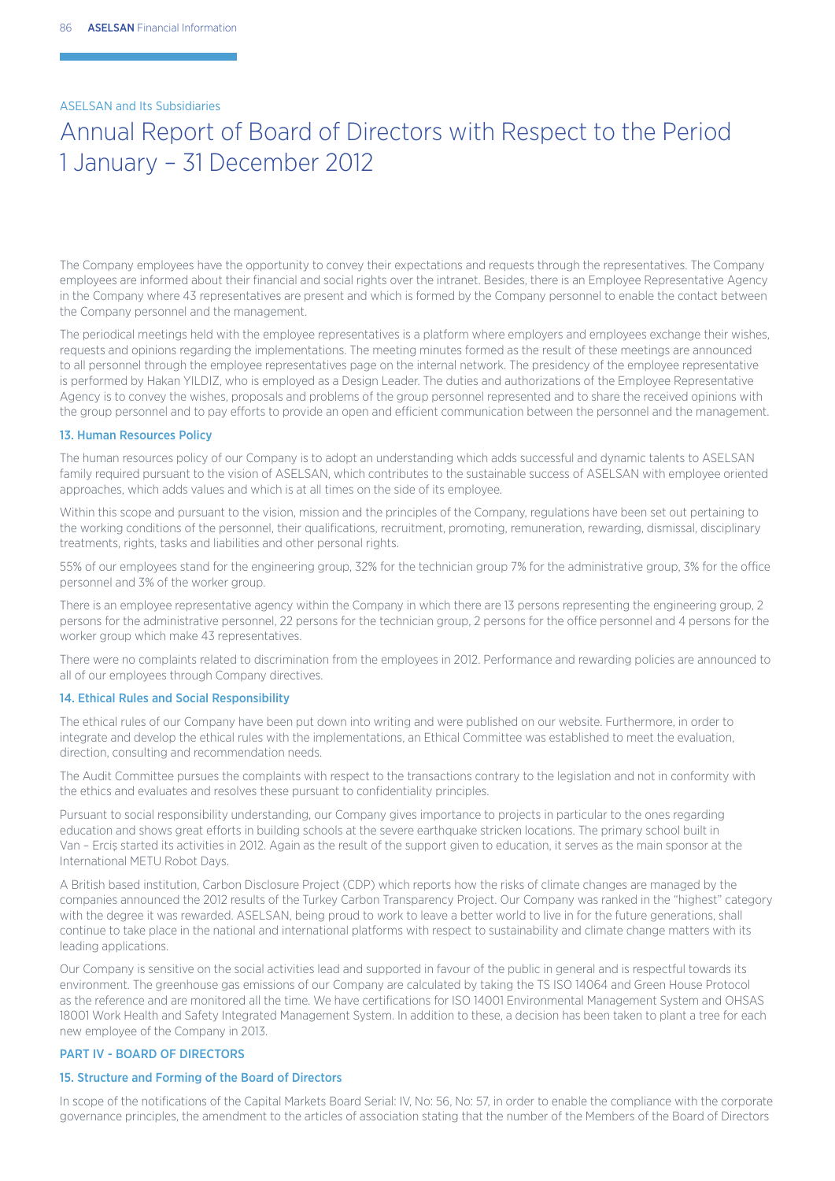ASELSAN and Its Subsidiaries

# Annual Report of Board of Directors with Respect to the Period 1 January – 31 December 2012

The Company employees have the opportunity to convey their expectations and requests through the representatives. The Company employees are informed about their financial and social rights over the intranet. Besides, there is an Employee Representative Agency in the Company where 43 representatives are present and which is formed by the Company personnel to enable the contact between the Company personnel and the management.

The periodical meetings held with the employee representatives is a platform where employers and employees exchange their wishes, requests and opinions regarding the implementations. The meeting minutes formed as the result of these meetings are announced to all personnel through the employee representatives page on the internal network. The presidency of the employee representative is performed by Hakan YILDIZ, who is employed as a Design Leader. The duties and authorizations of the Employee Representative Agency is to convey the wishes, proposals and problems of the group personnel represented and to share the received opinions with the group personnel and to pay efforts to provide an open and efficient communication between the personnel and the management.

### 13. Human Resources Policy

The human resources policy of our Company is to adopt an understanding which adds successful and dynamic talents to ASELSAN family required pursuant to the vision of ASELSAN, which contributes to the sustainable success of ASELSAN with employee oriented approaches, which adds values and which is at all times on the side of its employee.

Within this scope and pursuant to the vision, mission and the principles of the Company, regulations have been set out pertaining to the working conditions of the personnel, their qualifications, recruitment, promoting, remuneration, rewarding, dismissal, disciplinary treatments, rights, tasks and liabilities and other personal rights.

55% of our employees stand for the engineering group, 32% for the technician group 7% for the administrative group, 3% for the office personnel and 3% of the worker group.

There is an employee representative agency within the Company in which there are 13 persons representing the engineering group, 2 persons for the administrative personnel, 22 persons for the technician group, 2 persons for the office personnel and 4 persons for the worker group which make 43 representatives.

There were no complaints related to discrimination from the employees in 2012. Performance and rewarding policies are announced to all of our employees through Company directives.

### 14. Ethical Rules and Social Responsibility

The ethical rules of our Company have been put down into writing and were published on our website. Furthermore, in order to integrate and develop the ethical rules with the implementations, an Ethical Committee was established to meet the evaluation, direction, consulting and recommendation needs.

The Audit Committee pursues the complaints with respect to the transactions contrary to the legislation and not in conformity with the ethics and evaluates and resolves these pursuant to confidentiality principles.

Pursuant to social responsibility understanding, our Company gives importance to projects in particular to the ones regarding education and shows great efforts in building schools at the severe earthquake stricken locations. The primary school built in Van – Erciş started its activities in 2012. Again as the result of the support given to education, it serves as the main sponsor at the International METU Robot Days.

A British based institution, Carbon Disclosure Project (CDP) which reports how the risks of climate changes are managed by the companies announced the 2012 results of the Turkey Carbon Transparency Project. Our Company was ranked in the "highest" category with the degree it was rewarded. ASELSAN, being proud to work to leave a better world to live in for the future generations, shall continue to take place in the national and international platforms with respect to sustainability and climate change matters with its leading applications.

Our Company is sensitive on the social activities lead and supported in favour of the public in general and is respectful towards its environment. The greenhouse gas emissions of our Company are calculated by taking the TS ISO 14064 and Green House Protocol as the reference and are monitored all the time. We have certifications for ISO 14001 Environmental Management System and OHSAS 18001 Work Health and Safety Integrated Management System. In addition to these, a decision has been taken to plant a tree for each new employee of the Company in 2013.

## PART IV - BOARD OF DIRECTORS

### 15. Structure and Forming of the Board of Directors

In scope of the notifications of the Capital Markets Board Serial: IV, No: 56, No: 57, in order to enable the compliance with the corporate governance principles, the amendment to the articles of association stating that the number of the Members of the Board of Directors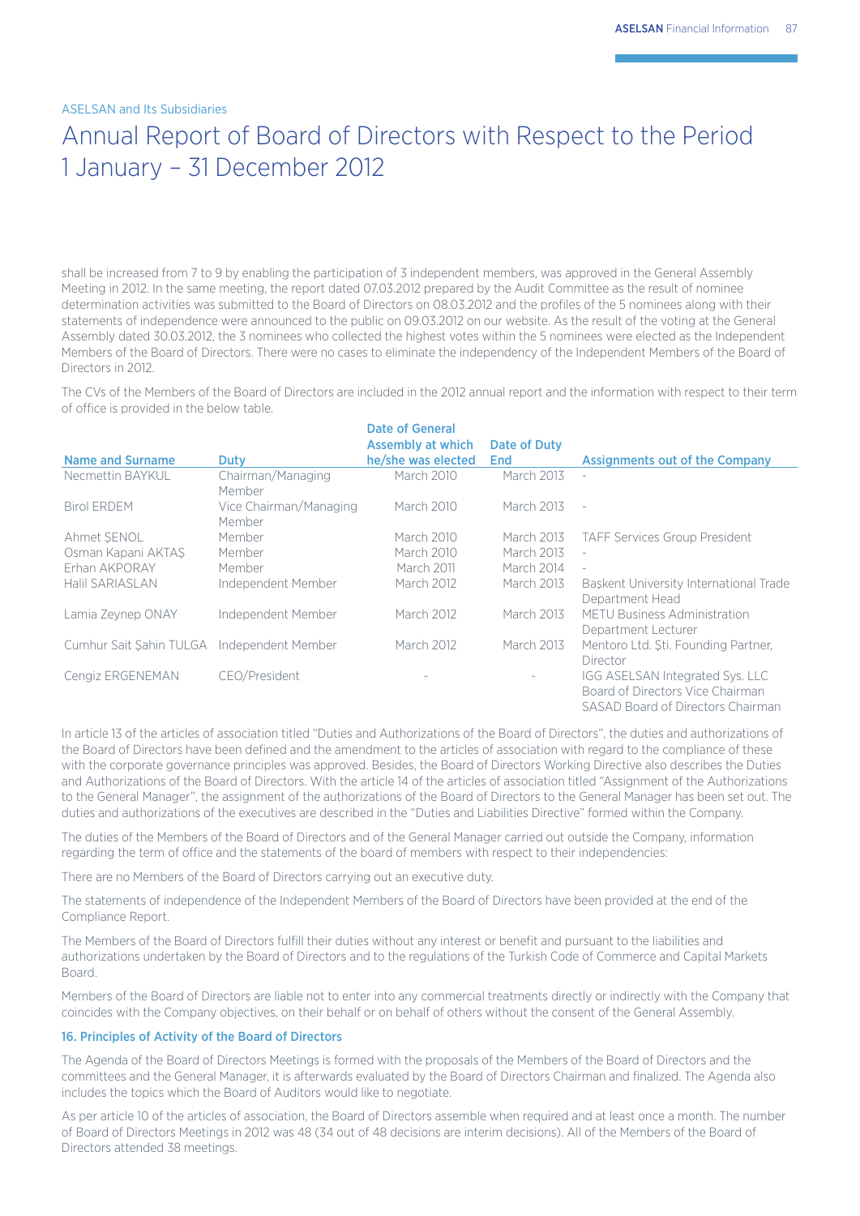ASELSAN and Its Subsidiaries

# Annual Report of Board of Directors with Respect to the Period 1 January – 31 December 2012

shall be increased from 7 to 9 by enabling the participation of 3 independent members, was approved in the General Assembly Meeting in 2012. In the same meeting, the report dated 07.03.2012 prepared by the Audit Committee as the result of nominee determination activities was submitted to the Board of Directors on 08.03.2012 and the profiles of the 5 nominees along with their statements of independence were announced to the public on 09.03.2012 on our website. As the result of the voting at the General Assembly dated 30.03.2012, the 3 nominees who collected the highest votes within the 5 nominees were elected as the Independent Members of the Board of Directors. There were no cases to eliminate the independency of the Independent Members of the Board of Directors in 2012.

The CVs of the Members of the Board of Directors are included in the 2012 annual report and the information with respect to their term of office is provided in the below table.

| Name and Surname | Duty | Date of General Assembly at which he/she was elected | Date of Duty End | Assignments out of the Company |
|---|---|---|---|---|
| Necmettin BAYKUL | Chairman/Managing Member | March 2010 | March 2013 | - |
| Birol ERDEM | Vice Chairman/Managing Member | March 2010 | March 2013 | - |
| Ahmet ŞENOL | Member | March 2010 | March 2013 | TAFF Services Group President |
| Osman Kapani AKTAŞ | Member | March 2010 | March 2013 | - |
| Erhan AKPORAY | Member | March 2011 | March 2014 | - |
| Halil SARIASLAN | Independent Member | March 2012 | March 2013 | Başkent University International Trade Department Head |
| Lamia Zeynep ONAY | Independent Member | March 2012 | March 2013 | METU Business Administration Department Lecturer |
| Cumhur Sait Şahin TULGA | Independent Member | March 2012 | March 2013 | Mentoro Ltd. Şti. Founding Partner, Director |
| Cengiz ERGENEMAN | CEO/President | - | - | IGG ASELSAN Integrated Sys. LLC Board of Directors Vice Chairman<br>SASAD Board of Directors Chairman |

In article 13 of the articles of association titled "Duties and Authorizations of the Board of Directors", the duties and authorizations of the Board of Directors have been defined and the amendment to the articles of association with regard to the compliance of these with the corporate governance principles was approved. Besides, the Board of Directors Working Directive also describes the Duties and Authorizations of the Board of Directors. With the article 14 of the articles of association titled "Assignment of the Authorizations to the General Manager", the assignment of the authorizations of the Board of Directors to the General Manager has been set out. The duties and authorizations of the executives are described in the "Duties and Liabilities Directive" formed within the Company.

The duties of the Members of the Board of Directors and of the General Manager carried out outside the Company, information regarding the term of office and the statements of the board of members with respect to their independencies:

There are no Members of the Board of Directors carrying out an executive duty.

The statements of independence of the Independent Members of the Board of Directors have been provided at the end of the Compliance Report.

The Members of the Board of Directors fulfill their duties without any interest or benefit and pursuant to the liabilities and authorizations undertaken by the Board of Directors and to the regulations of the Turkish Code of Commerce and Capital Markets Board.

Members of the Board of Directors are liable not to enter into any commercial treatments directly or indirectly with the Company that coincides with the Company objectives, on their behalf or on behalf of others without the consent of the General Assembly.

### 16. Principles of Activity of the Board of Directors

The Agenda of the Board of Directors Meetings is formed with the proposals of the Members of the Board of Directors and the committees and the General Manager, it is afterwards evaluated by the Board of Directors Chairman and finalized. The Agenda also includes the topics which the Board of Auditors would like to negotiate.

As per article 10 of the articles of association, the Board of Directors assemble when required and at least once a month. The number of Board of Directors Meetings in 2012 was 48 (34 out of 48 decisions are interim decisions). All of the Members of the Board of Directors attended 38 meetings.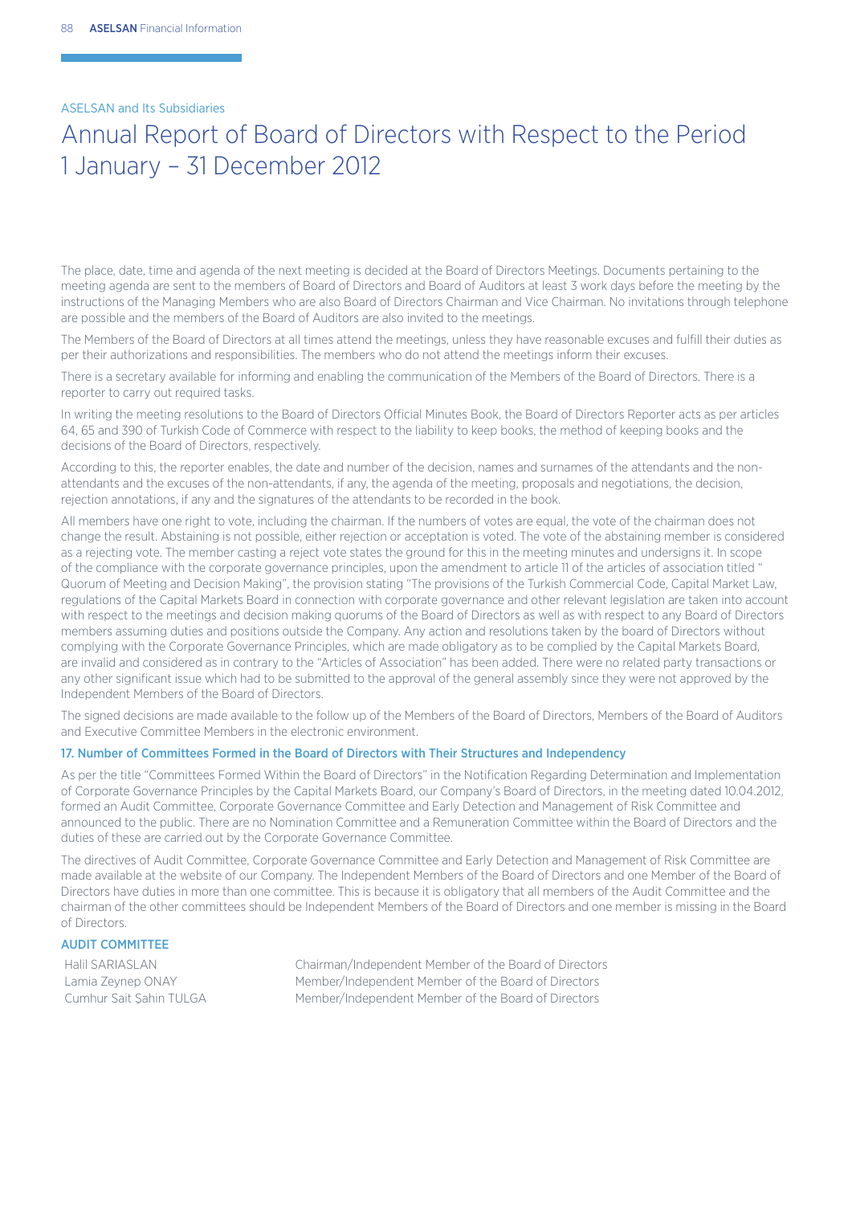ASELSAN and Its Subsidiaries

# Annual Report of Board of Directors with Respect to the Period 1 January – 31 December 2012

The place, date, time and agenda of the next meeting is decided at the Board of Directors Meetings. Documents pertaining to the meeting agenda are sent to the members of Board of Directors and Board of Auditors at least 3 work days before the meeting by the instructions of the Managing Members who are also Board of Directors Chairman and Vice Chairman. No invitations through telephone are possible and the members of the Board of Auditors are also invited to the meetings.

The Members of the Board of Directors at all times attend the meetings, unless they have reasonable excuses and fulfill their duties as per their authorizations and responsibilities. The members who do not attend the meetings inform their excuses.

There is a secretary available for informing and enabling the communication of the Members of the Board of Directors. There is a reporter to carry out required tasks.

In writing the meeting resolutions to the Board of Directors Official Minutes Book, the Board of Directors Reporter acts as per articles 64, 65 and 390 of Turkish Code of Commerce with respect to the liability to keep books, the method of keeping books and the decisions of the Board of Directors, respectively.

According to this, the reporter enables, the date and number of the decision, names and surnames of the attendants and the non-attendants and the excuses of the non-attendants, if any, the agenda of the meeting, proposals and negotiations, the decision, rejection annotations, if any and the signatures of the attendants to be recorded in the book.

All members have one right to vote, including the chairman. If the numbers of votes are equal, the vote of the chairman does not change the result. Abstaining is not possible, either rejection or acceptation is voted. The vote of the abstaining member is considered as a rejecting vote. The member casting a reject vote states the ground for this in the meeting minutes and undersigns it. In scope of the compliance with the corporate governance principles, upon the amendment to article 11 of the articles of association titled " Quorum of Meeting and Decision Making", the provision stating "The provisions of the Turkish Commercial Code, Capital Market Law, regulations of the Capital Markets Board in connection with corporate governance and other relevant legislation are taken into account with respect to the meetings and decision making quorums of the Board of Directors as well as with respect to any Board of Directors members assuming duties and positions outside the Company. Any action and resolutions taken by the board of Directors without complying with the Corporate Governance Principles, which are made obligatory as to be complied by the Capital Markets Board, are invalid and considered as in contrary to the "Articles of Association" has been added. There were no related party transactions or any other significant issue which had to be submitted to the approval of the general assembly since they were not approved by the Independent Members of the Board of Directors.

The signed decisions are made available to the follow up of the Members of the Board of Directors, Members of the Board of Auditors and Executive Committee Members in the electronic environment.

### 17. Number of Committees Formed in the Board of Directors with Their Structures and Independency

As per the title "Committees Formed Within the Board of Directors" in the Notification Regarding Determination and Implementation of Corporate Governance Principles by the Capital Markets Board, our Company's Board of Directors, in the meeting dated 10.04.2012, formed an Audit Committee, Corporate Governance Committee and Early Detection and Management of Risk Committee and announced to the public. There are no Nomination Committee and a Remuneration Committee within the Board of Directors and the duties of these are carried out by the Corporate Governance Committee.

The directives of Audit Committee, Corporate Governance Committee and Early Detection and Management of Risk Committee are made available at the website of our Company. The Independent Members of the Board of Directors and one Member of the Board of Directors have duties in more than one committee. This is because it is obligatory that all members of the Audit Committee and the chairman of the other committees should be Independent Members of the Board of Directors and one member is missing in the Board of Directors.

#### AUDIT COMMITTEE

| | |
|---|---|
| Halil SARIASLAN | Chairman/Independent Member of the Board of Directors |
| Lamia Zeynep ONAY | Member/Independent Member of the Board of Directors |
| Cumhur Sait Şahin TULGA | Member/Independent Member of the Board of Directors |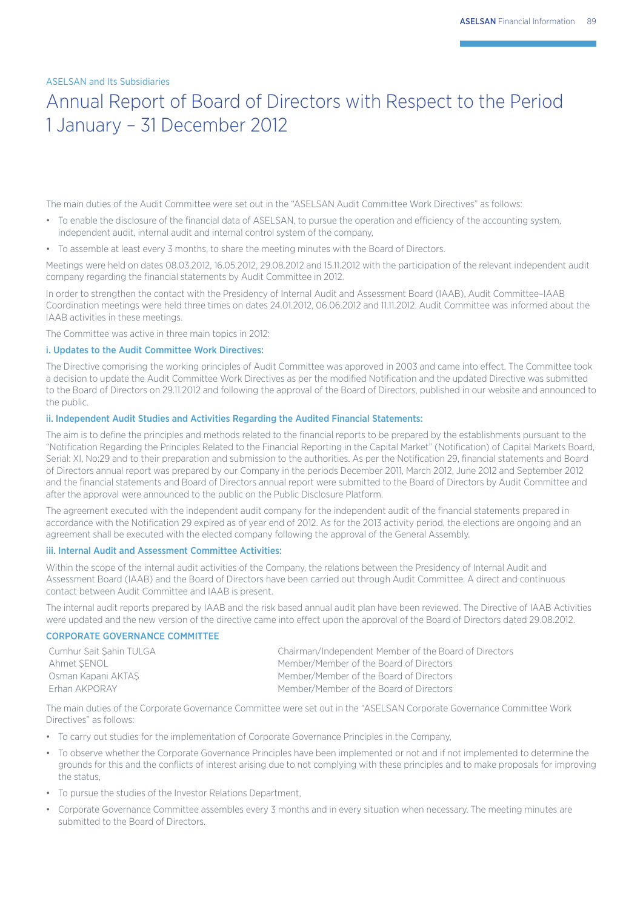ASELSAN and Its Subsidiaries

# Annual Report of Board of Directors with Respect to the Period 1 January – 31 December 2012

The main duties of the Audit Committee were set out in the "ASELSAN Audit Committee Work Directives" as follows:

- To enable the disclosure of the financial data of ASELSAN, to pursue the operation and efficiency of the accounting system, independent audit, internal audit and internal control system of the company,
- To assemble at least every 3 months, to share the meeting minutes with the Board of Directors.

Meetings were held on dates 08.03.2012, 16.05.2012, 29.08.2012 and 15.11.2012 with the participation of the relevant independent audit company regarding the financial statements by Audit Committee in 2012.

In order to strengthen the contact with the Presidency of Internal Audit and Assessment Board (IAAB), Audit Committee–IAAB Coordination meetings were held three times on dates 24.01.2012, 06.06.2012 and 11.11.2012. Audit Committee was informed about the IAAB activities in these meetings.

The Committee was active in three main topics in 2012:

### i. Updates to the Audit Committee Work Directives:

The Directive comprising the working principles of Audit Committee was approved in 2003 and came into effect. The Committee took a decision to update the Audit Committee Work Directives as per the modified Notification and the updated Directive was submitted to the Board of Directors on 29.11.2012 and following the approval of the Board of Directors, published in our website and announced to the public.

### ii. Independent Audit Studies and Activities Regarding the Audited Financial Statements:

The aim is to define the principles and methods related to the financial reports to be prepared by the establishments pursuant to the "Notification Regarding the Principles Related to the Financial Reporting in the Capital Market" (Notification) of Capital Markets Board, Serial: XI, No:29 and to their preparation and submission to the authorities. As per the Notification 29, financial statements and Board of Directors annual report was prepared by our Company in the periods December 2011, March 2012, June 2012 and September 2012 and the financial statements and Board of Directors annual report were submitted to the Board of Directors by Audit Committee and after the approval were announced to the public on the Public Disclosure Platform.

The agreement executed with the independent audit company for the independent audit of the financial statements prepared in accordance with the Notification 29 expired as of year end of 2012. As for the 2013 activity period, the elections are ongoing and an agreement shall be executed with the elected company following the approval of the General Assembly.

### iii. Internal Audit and Assessment Committee Activities:

Within the scope of the internal audit activities of the Company, the relations between the Presidency of Internal Audit and Assessment Board (IAAB) and the Board of Directors have been carried out through Audit Committee. A direct and continuous contact between Audit Committee and IAAB is present.

The internal audit reports prepared by IAAB and the risk based annual audit plan have been reviewed. The Directive of IAAB Activities were updated and the new version of the directive came into effect upon the approval of the Board of Directors dated 29.08.2012.

## CORPORATE GOVERNANCE COMMITTEE

| | |
|---|---|
| Cumhur Sait Şahin TULGA | Chairman/Independent Member of the Board of Directors |
| Ahmet ŞENOL | Member/Member of the Board of Directors |
| Osman Kapani AKTAŞ | Member/Member of the Board of Directors |
| Erhan AKPORAY | Member/Member of the Board of Directors |

The main duties of the Corporate Governance Committee were set out in the "ASELSAN Corporate Governance Committee Work Directives" as follows:

- To carry out studies for the implementation of Corporate Governance Principles in the Company,
- To observe whether the Corporate Governance Principles have been implemented or not and if not implemented to determine the grounds for this and the conflicts of interest arising due to not complying with these principles and to make proposals for improving the status,
- To pursue the studies of the Investor Relations Department,
- Corporate Governance Committee assembles every 3 months and in every situation when necessary. The meeting minutes are submitted to the Board of Directors.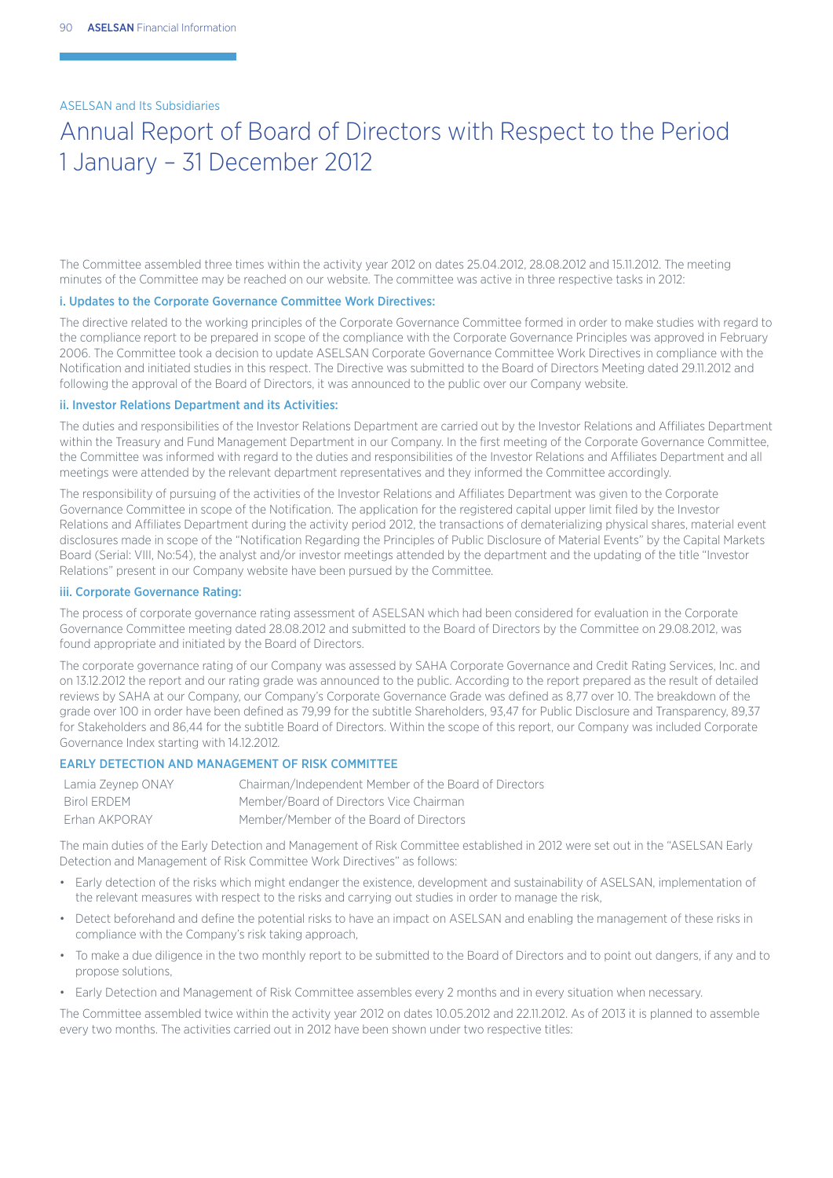ASELSAN and Its Subsidiaries

# Annual Report of Board of Directors with Respect to the Period 1 January – 31 December 2012

The Committee assembled three times within the activity year 2012 on dates 25.04.2012, 28.08.2012 and 15.11.2012. The meeting minutes of the Committee may be reached on our website. The committee was active in three respective tasks in 2012:

### i. Updates to the Corporate Governance Committee Work Directives:

The directive related to the working principles of the Corporate Governance Committee formed in order to make studies with regard to the compliance report to be prepared in scope of the compliance with the Corporate Governance Principles was approved in February 2006. The Committee took a decision to update ASELSAN Corporate Governance Committee Work Directives in compliance with the Notification and initiated studies in this respect. The Directive was submitted to the Board of Directors Meeting dated 29.11.2012 and following the approval of the Board of Directors, it was announced to the public over our Company website.

### ii. Investor Relations Department and its Activities:

The duties and responsibilities of the Investor Relations Department are carried out by the Investor Relations and Affiliates Department within the Treasury and Fund Management Department in our Company. In the first meeting of the Corporate Governance Committee, the Committee was informed with regard to the duties and responsibilities of the Investor Relations and Affiliates Department and all meetings were attended by the relevant department representatives and they informed the Committee accordingly.

The responsibility of pursuing of the activities of the Investor Relations and Affiliates Department was given to the Corporate Governance Committee in scope of the Notification. The application for the registered capital upper limit filed by the Investor Relations and Affiliates Department during the activity period 2012, the transactions of dematerializing physical shares, material event disclosures made in scope of the "Notification Regarding the Principles of Public Disclosure of Material Events" by the Capital Markets Board (Serial: VIII, No:54), the analyst and/or investor meetings attended by the department and the updating of the title "Investor Relations" present in our Company website have been pursued by the Committee.

### iii. Corporate Governance Rating:

The process of corporate governance rating assessment of ASELSAN which had been considered for evaluation in the Corporate Governance Committee meeting dated 28.08.2012 and submitted to the Board of Directors by the Committee on 29.08.2012, was found appropriate and initiated by the Board of Directors.

The corporate governance rating of our Company was assessed by SAHA Corporate Governance and Credit Rating Services, Inc. and on 13.12.2012 the report and our rating grade was announced to the public. According to the report prepared as the result of detailed reviews by SAHA at our Company, our Company's Corporate Governance Grade was defined as 8,77 over 10. The breakdown of the grade over 100 in order have been defined as 79,99 for the subtitle Shareholders, 93,47 for Public Disclosure and Transparency, 89,37 for Stakeholders and 86,44 for the subtitle Board of Directors. Within the scope of this report, our Company was included Corporate Governance Index starting with 14.12.2012.

## EARLY DETECTION AND MANAGEMENT OF RISK COMMITTEE

| | |
|---|---|
| Lamia Zeynep ONAY | Chairman/Independent Member of the Board of Directors |
| Birol ERDEM | Member/Board of Directors Vice Chairman |
| Erhan AKPORAY | Member/Member of the Board of Directors |

The main duties of the Early Detection and Management of Risk Committee established in 2012 were set out in the "ASELSAN Early Detection and Management of Risk Committee Work Directives" as follows:

- Early detection of the risks which might endanger the existence, development and sustainability of ASELSAN, implementation of the relevant measures with respect to the risks and carrying out studies in order to manage the risk,
- Detect beforehand and define the potential risks to have an impact on ASELSAN and enabling the management of these risks in compliance with the Company's risk taking approach,
- To make a due diligence in the two monthly report to be submitted to the Board of Directors and to point out dangers, if any and to propose solutions,
- Early Detection and Management of Risk Committee assembles every 2 months and in every situation when necessary.

The Committee assembled twice within the activity year 2012 on dates 10.05.2012 and 22.11.2012. As of 2013 it is planned to assemble every two months. The activities carried out in 2012 have been shown under two respective titles: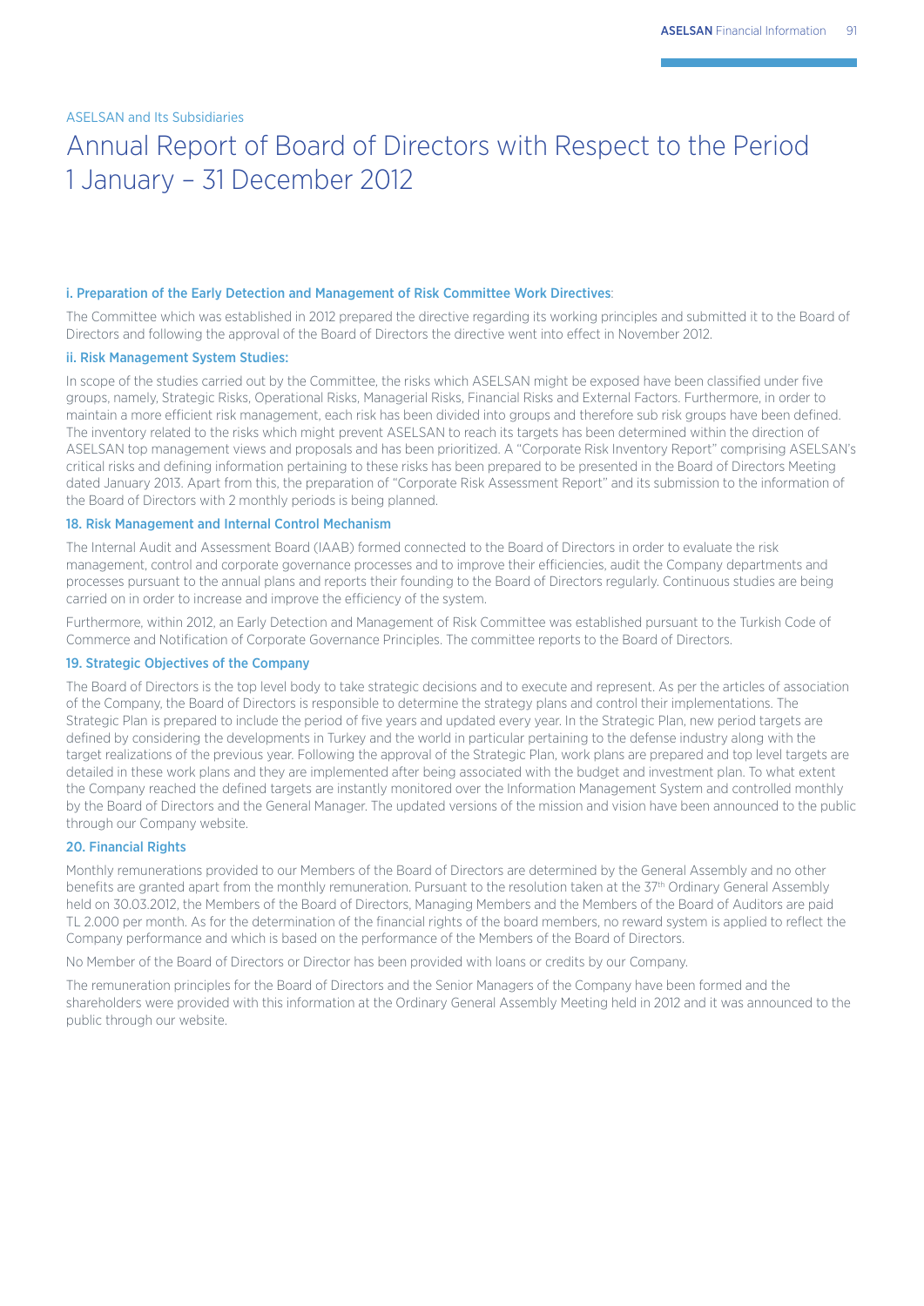ASELSAN and Its Subsidiaries

# Annual Report of Board of Directors with Respect to the Period 1 January – 31 December 2012

**i. Preparation of the Early Detection and Management of Risk Committee Work Directives**:

The Committee which was established in 2012 prepared the directive regarding its working principles and submitted it to the Board of Directors and following the approval of the Board of Directors the directive went into effect in November 2012.

**ii. Risk Management System Studies:**

In scope of the studies carried out by the Committee, the risks which ASELSAN might be exposed have been classified under five groups, namely, Strategic Risks, Operational Risks, Managerial Risks, Financial Risks and External Factors. Furthermore, in order to maintain a more efficient risk management, each risk has been divided into groups and therefore sub risk groups have been defined. The inventory related to the risks which might prevent ASELSAN to reach its targets has been determined within the direction of ASELSAN top management views and proposals and has been prioritized. A "Corporate Risk Inventory Report" comprising ASELSAN's critical risks and defining information pertaining to these risks has been prepared to be presented in the Board of Directors Meeting dated January 2013. Apart from this, the preparation of "Corporate Risk Assessment Report" and its submission to the information of the Board of Directors with 2 monthly periods is being planned.

## 18. Risk Management and Internal Control Mechanism

The Internal Audit and Assessment Board (IAAB) formed connected to the Board of Directors in order to evaluate the risk management, control and corporate governance processes and to improve their efficiencies, audit the Company departments and processes pursuant to the annual plans and reports their founding to the Board of Directors regularly. Continuous studies are being carried on in order to increase and improve the efficiency of the system.

Furthermore, within 2012, an Early Detection and Management of Risk Committee was established pursuant to the Turkish Code of Commerce and Notification of Corporate Governance Principles. The committee reports to the Board of Directors.

## 19. Strategic Objectives of the Company

The Board of Directors is the top level body to take strategic decisions and to execute and represent. As per the articles of association of the Company, the Board of Directors is responsible to determine the strategy plans and control their implementations. The Strategic Plan is prepared to include the period of five years and updated every year. In the Strategic Plan, new period targets are defined by considering the developments in Turkey and the world in particular pertaining to the defense industry along with the target realizations of the previous year. Following the approval of the Strategic Plan, work plans are prepared and top level targets are detailed in these work plans and they are implemented after being associated with the budget and investment plan. To what extent the Company reached the defined targets are instantly monitored over the Information Management System and controlled monthly by the Board of Directors and the General Manager. The updated versions of the mission and vision have been announced to the public through our Company website.

## 20. Financial Rights

Monthly remunerations provided to our Members of the Board of Directors are determined by the General Assembly and no other benefits are granted apart from the monthly remuneration. Pursuant to the resolution taken at the 37th Ordinary General Assembly held on 30.03.2012, the Members of the Board of Directors, Managing Members and the Members of the Board of Auditors are paid TL 2.000 per month. As for the determination of the financial rights of the board members, no reward system is applied to reflect the Company performance and which is based on the performance of the Members of the Board of Directors.

No Member of the Board of Directors or Director has been provided with loans or credits by our Company.

The remuneration principles for the Board of Directors and the Senior Managers of the Company have been formed and the shareholders were provided with this information at the Ordinary General Assembly Meeting held in 2012 and it was announced to the public through our website.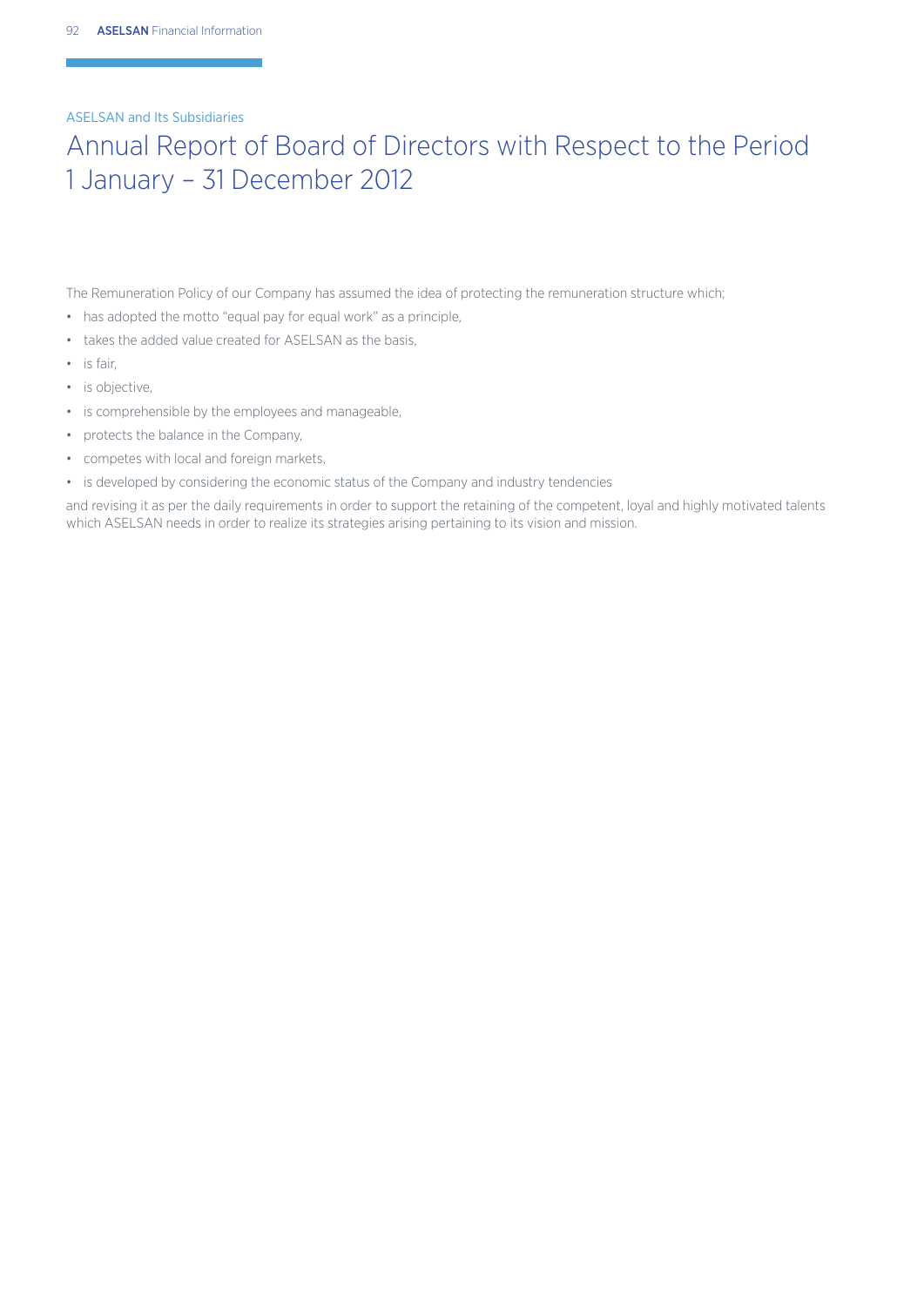ASELSAN and Its Subsidiaries

# Annual Report of Board of Directors with Respect to the Period 1 January – 31 December 2012

The Remuneration Policy of our Company has assumed the idea of protecting the remuneration structure which;

- has adopted the motto "equal pay for equal work" as a principle,
- takes the added value created for ASELSAN as the basis,
- is fair,
- is objective,
- is comprehensible by the employees and manageable,
- protects the balance in the Company,
- competes with local and foreign markets,
- is developed by considering the economic status of the Company and industry tendencies

and revising it as per the daily requirements in order to support the retaining of the competent, loyal and highly motivated talents which ASELSAN needs in order to realize its strategies arising pertaining to its vision and mission.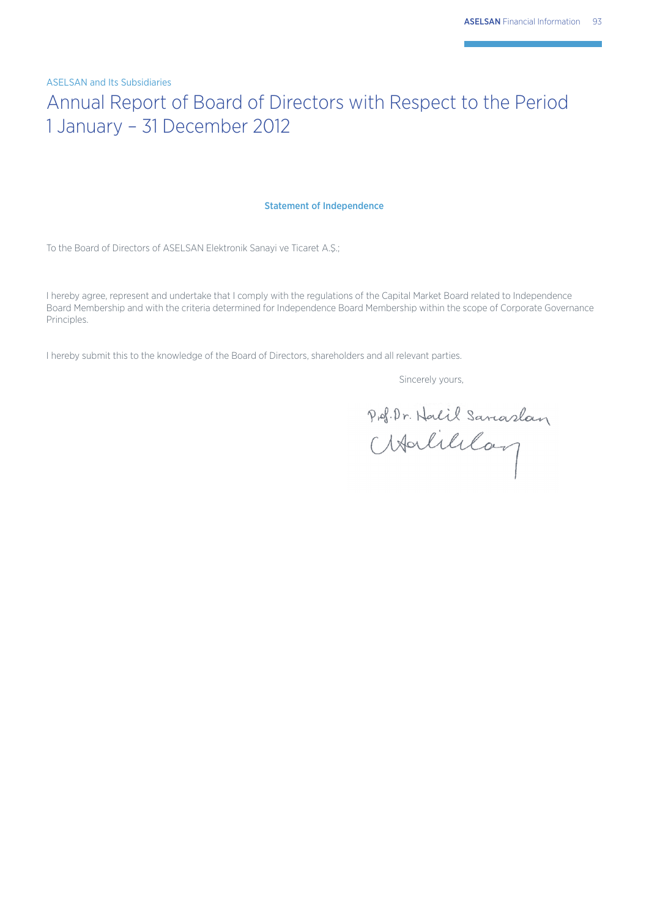ASELSAN and Its Subsidiaries

# Annual Report of Board of Directors with Respect to the Period 1 January – 31 December 2012

### Statement of Independence

To the Board of Directors of ASELSAN Elektronik Sanayi ve Ticaret A.Ş.;

I hereby agree, represent and undertake that I comply with the regulations of the Capital Market Board related to Independence Board Membership and with the criteria determined for Independence Board Membership within the scope of Corporate Governance Principles.

I hereby submit this to the knowledge of the Board of Directors, shareholders and all relevant parties.

Sincerely yours,

Prof. Dr. Halil Sarıaslan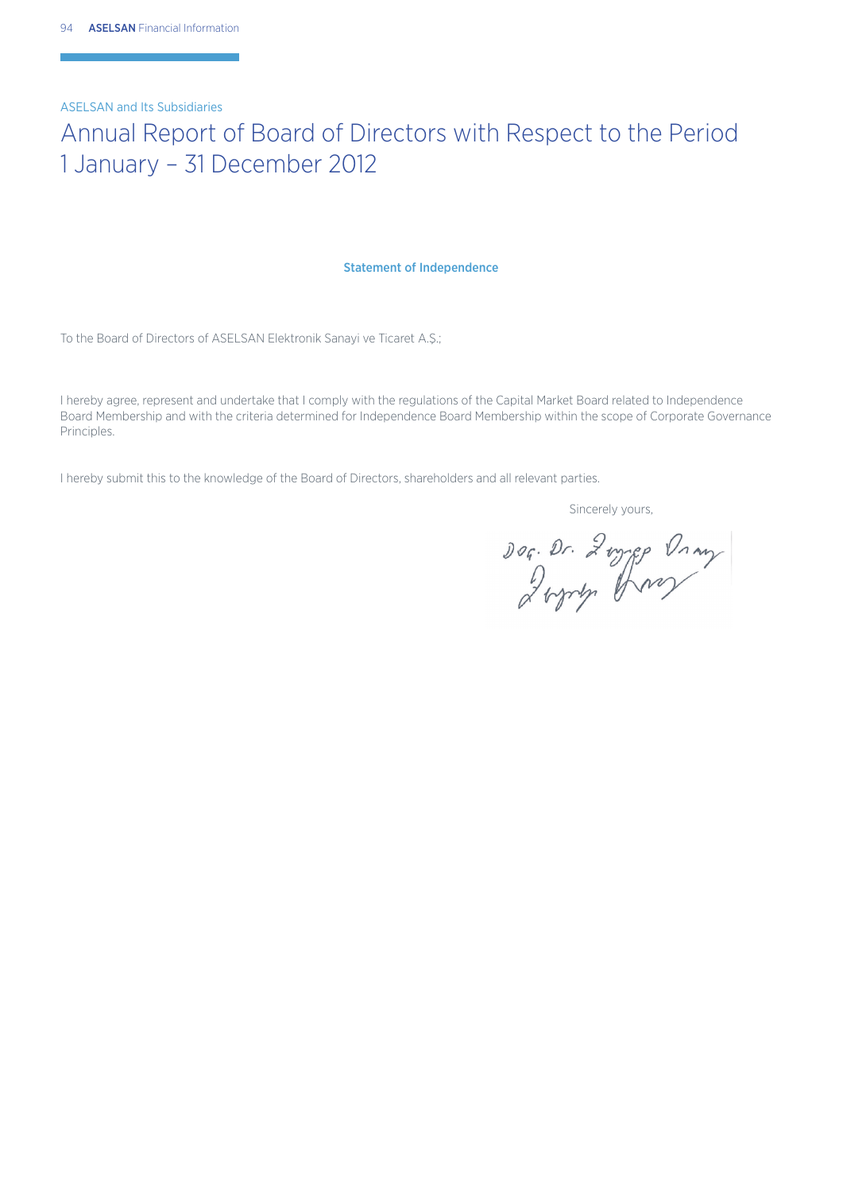ASELSAN and Its Subsidiaries

# Annual Report of Board of Directors with Respect to the Period 1 January – 31 December 2012

### Statement of Independence

To the Board of Directors of ASELSAN Elektronik Sanayi ve Ticaret A.Ş.;

I hereby agree, represent and undertake that I comply with the regulations of the Capital Market Board related to Independence Board Membership and with the criteria determined for Independence Board Membership within the scope of Corporate Governance Principles.

I hereby submit this to the knowledge of the Board of Directors, shareholders and all relevant parties.

Sincerely yours,

Doç. Dr. Zeynep Onay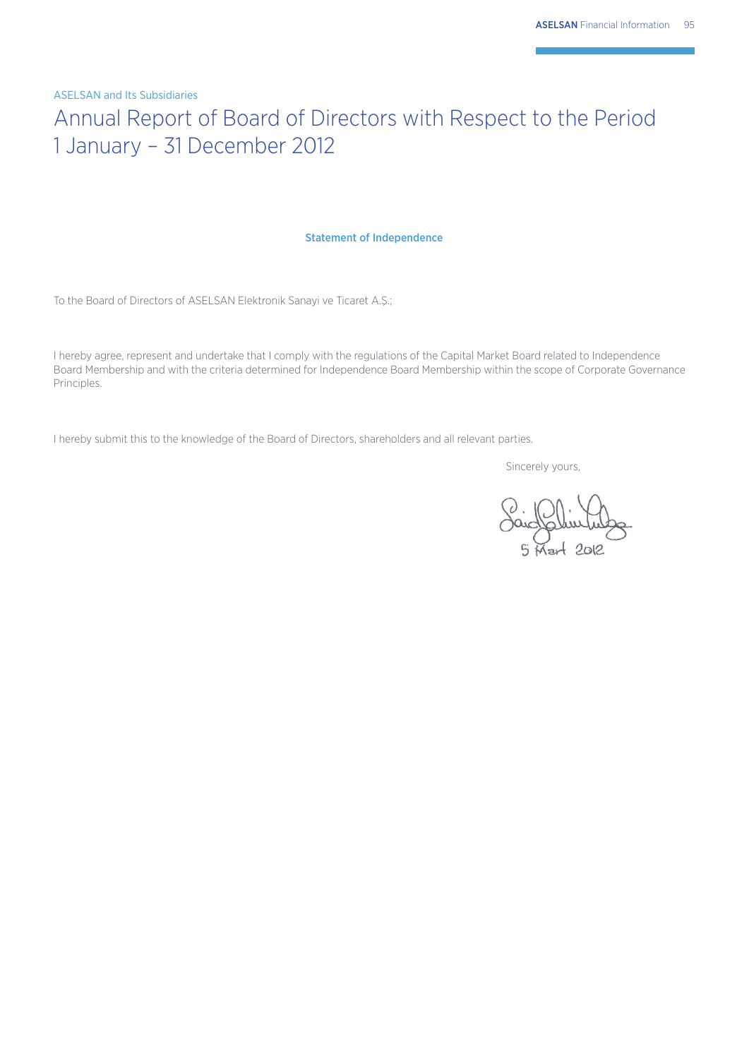ASELSAN and Its Subsidiaries

# Annual Report of Board of Directors with Respect to the Period 1 January – 31 December 2012

## Statement of Independence

To the Board of Directors of ASELSAN Elektronik Sanayi ve Ticaret A.Ş.;

I hereby agree, represent and undertake that I comply with the regulations of the Capital Market Board related to Independence Board Membership and with the criteria determined for Independence Board Membership within the scope of Corporate Governance Principles.

I hereby submit this to the knowledge of the Board of Directors, shareholders and all relevant parties.

Sincerely yours,

5 Mart 2012